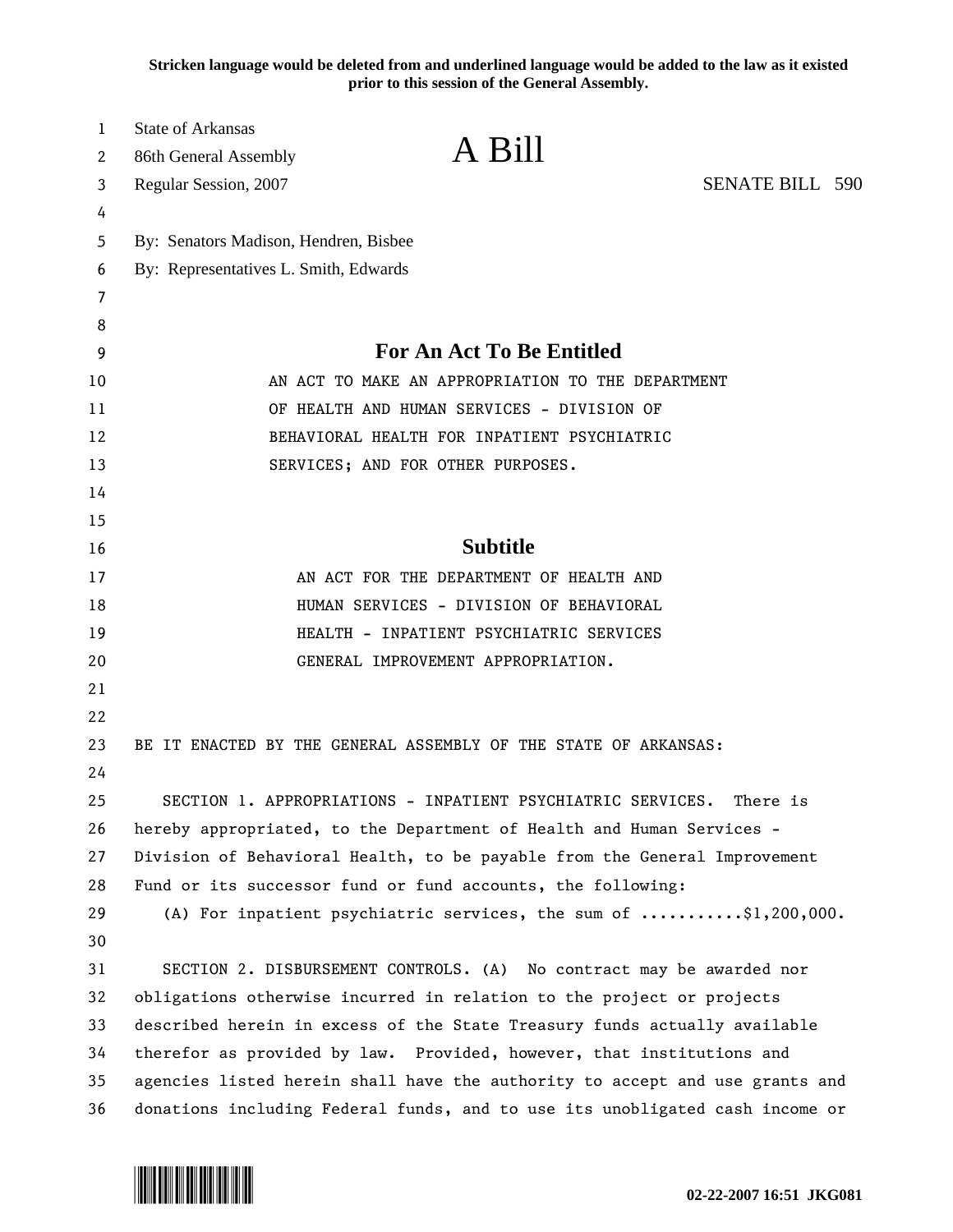**Stricken language would be deleted from and underlined language would be added to the law as it existed prior to this session of the General Assembly.**

State of Arkansas
86th General Assembly
Regular Session, 2007

# A Bill

SENATE BILL 590

By: Senators Madison, Hendren, Bisbee
By: Representatives L. Smith, Edwards

## For An Act To Be Entitled

AN ACT TO MAKE AN APPROPRIATION TO THE DEPARTMENT OF HEALTH AND HUMAN SERVICES - DIVISION OF BEHAVIORAL HEALTH FOR INPATIENT PSYCHIATRIC SERVICES; AND FOR OTHER PURPOSES.

## Subtitle

AN ACT FOR THE DEPARTMENT OF HEALTH AND HUMAN SERVICES - DIVISION OF BEHAVIORAL HEALTH - INPATIENT PSYCHIATRIC SERVICES GENERAL IMPROVEMENT APPROPRIATION.

BE IT ENACTED BY THE GENERAL ASSEMBLY OF THE STATE OF ARKANSAS:

SECTION 1. APPROPRIATIONS - INPATIENT PSYCHIATRIC SERVICES. There is hereby appropriated, to the Department of Health and Human Services - Division of Behavioral Health, to be payable from the General Improvement Fund or its successor fund or fund accounts, the following:

(A) For inpatient psychiatric services, the sum of ...........$1,200,000.

SECTION 2. DISBURSEMENT CONTROLS. (A) No contract may be awarded nor obligations otherwise incurred in relation to the project or projects described herein in excess of the State Treasury funds actually available therefor as provided by law. Provided, however, that institutions and agencies listed herein shall have the authority to accept and use grants and donations including Federal funds, and to use its unobligated cash income or

02-22-2007 16:51 JKG081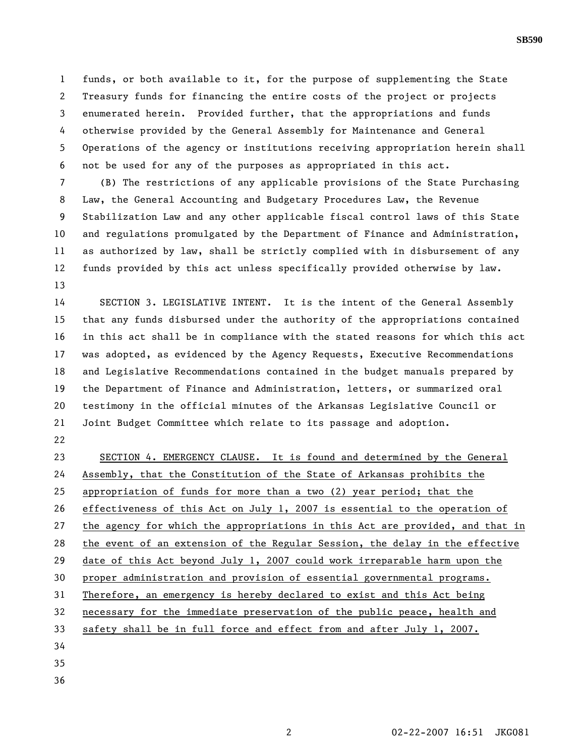funds, or both available to it, for the purpose of supplementing the State Treasury funds for financing the entire costs of the project or projects enumerated herein. Provided further, that the appropriations and funds otherwise provided by the General Assembly for Maintenance and General Operations of the agency or institutions receiving appropriation herein shall not be used for any of the purposes as appropriated in this act.

(B) The restrictions of any applicable provisions of the State Purchasing Law, the General Accounting and Budgetary Procedures Law, the Revenue Stabilization Law and any other applicable fiscal control laws of this State and regulations promulgated by the Department of Finance and Administration, as authorized by law, shall be strictly complied with in disbursement of any funds provided by this act unless specifically provided otherwise by law.

SECTION 3. LEGISLATIVE INTENT. It is the intent of the General Assembly that any funds disbursed under the authority of the appropriations contained in this act shall be in compliance with the stated reasons for which this act was adopted, as evidenced by the Agency Requests, Executive Recommendations and Legislative Recommendations contained in the budget manuals prepared by the Department of Finance and Administration, letters, or summarized oral testimony in the official minutes of the Arkansas Legislative Council or Joint Budget Committee which relate to its passage and adoption.

SECTION 4. EMERGENCY CLAUSE. It is found and determined by the General Assembly, that the Constitution of the State of Arkansas prohibits the appropriation of funds for more than a two (2) year period; that the effectiveness of this Act on July 1, 2007 is essential to the operation of the agency for which the appropriations in this Act are provided, and that in the event of an extension of the Regular Session, the delay in the effective date of this Act beyond July 1, 2007 could work irreparable harm upon the proper administration and provision of essential governmental programs. Therefore, an emergency is hereby declared to exist and this Act being necessary for the immediate preservation of the public peace, health and safety shall be in full force and effect from and after July 1, 2007.